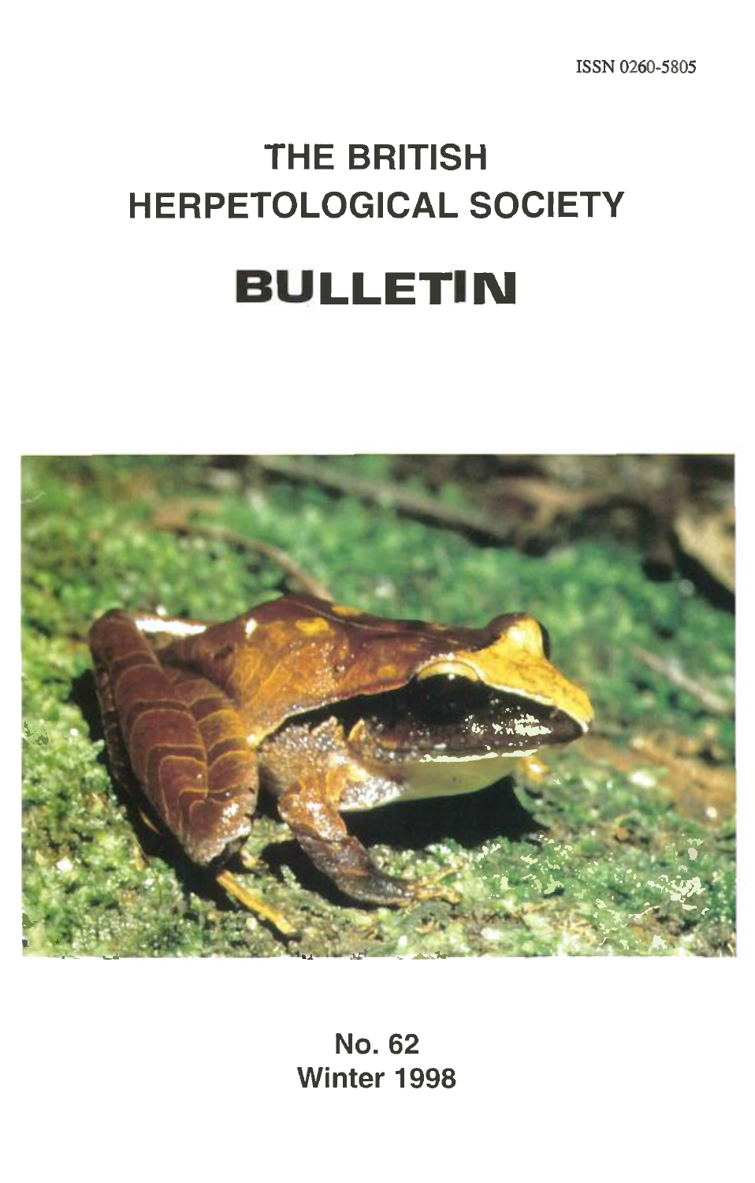ISSN 0260-5805

# THE BRITISH HERPETOLOGICAL SOCIETY

# BULLETIN

No. 62
Winter 1998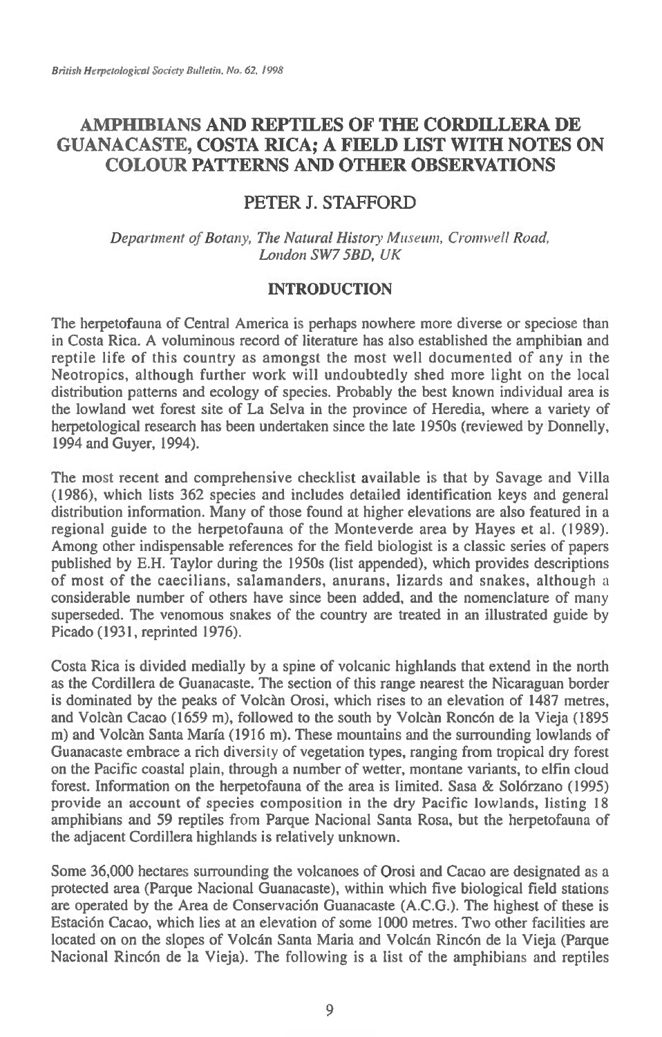# AMPHIBIANS AND REPTILES OF THE CORDILLERA DE GUANACASTE, COSTA RICA; A FIELD LIST WITH NOTES ON COLOUR PATTERNS AND OTHER OBSERVATIONS

## PETER J. STAFFORD

*Department of Botany, The Natural History Museum, Cromwell Road, London SW7 5BD, UK*

## INTRODUCTION

The herpetofauna of Central America is perhaps nowhere more diverse or speciose than in Costa Rica. A voluminous record of literature has also established the amphibian and reptile life of this country as amongst the most well documented of any in the Neotropics, although further work will undoubtedly shed more light on the local distribution patterns and ecology of species. Probably the best known individual area is the lowland wet forest site of La Selva in the province of Heredia, where a variety of herpetological research has been undertaken since the late 1950s (reviewed by Donnelly, 1994 and Guyer, 1994).

The most recent and comprehensive checklist available is that by Savage and Villa (1986), which lists 362 species and includes detailed identification keys and general distribution information. Many of those found at higher elevations are also featured in a regional guide to the herpetofauna of the Monteverde area by Hayes et al. (1989). Among other indispensable references for the field biologist is a classic series of papers published by E.H. Taylor during the 1950s (list appended), which provides descriptions of most of the caecilians, salamanders, anurans, lizards and snakes, although a considerable number of others have since been added, and the nomenclature of many superseded. The venomous snakes of the country are treated in an illustrated guide by Picado (1931, reprinted 1976).

Costa Rica is divided medially by a spine of volcanic highlands that extend in the north as the Cordillera de Guanacaste. The section of this range nearest the Nicaraguan border is dominated by the peaks of Volcàn Orosi, which rises to an elevation of 1487 metres, and Volcàn Cacao (1659 m), followed to the south by Volcàn Roncón de la Vieja (1895 m) and Volcàn Santa María (1916 m). These mountains and the surrounding lowlands of Guanacaste embrace a rich diversity of vegetation types, ranging from tropical dry forest on the Pacific coastal plain, through a number of wetter, montane variants, to elfin cloud forest. Information on the herpetofauna of the area is limited. Sasa & Solórzano (1995) provide an account of species composition in the dry Pacific lowlands, listing 18 amphibians and 59 reptiles from Parque Nacional Santa Rosa, but the herpetofauna of the adjacent Cordillera highlands is relatively unknown.

Some 36,000 hectares surrounding the volcanoes of Orosi and Cacao are designated as a protected area (Parque Nacional Guanacaste), within which five biological field stations are operated by the Area de Conservación Guanacaste (A.C.G.). The highest of these is Estación Cacao, which lies at an elevation of some 1000 metres. Two other facilities are located on on the slopes of Volcán Santa Maria and Volcán Rincón de la Vieja (Parque Nacional Rincón de la Vieja). The following is a list of the amphibians and reptiles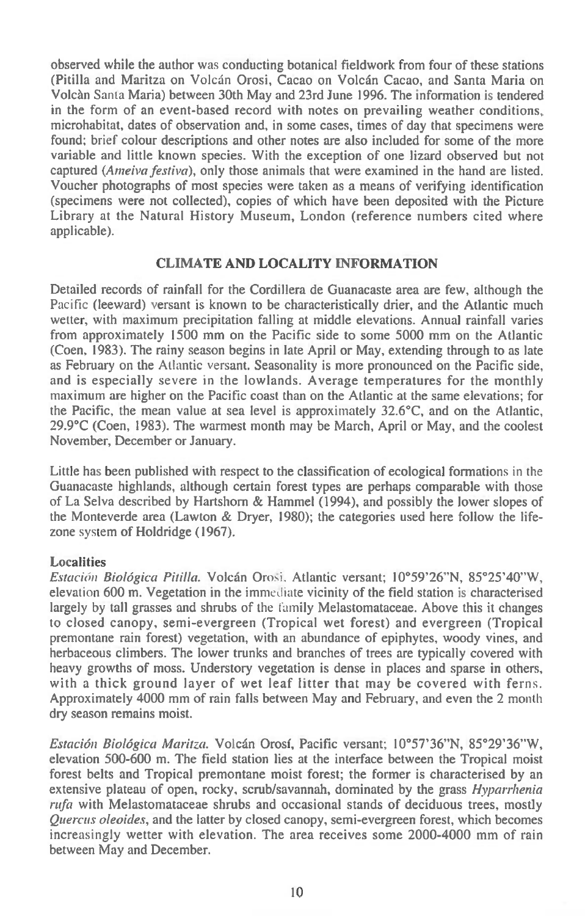observed while the author was conducting botanical fieldwork from four of these stations (Pitilla and Maritza on Volcán Orosi, Cacao on Volcán Cacao, and Santa Maria on Volcàn Santa Maria) between 30th May and 23rd June 1996. The information is tendered in the form of an event-based record with notes on prevailing weather conditions, microhabitat, dates of observation and, in some cases, times of day that specimens were found; brief colour descriptions and other notes are also included for some of the more variable and little known species. With the exception of one lizard observed but not captured (*Ameiva festiva*), only those animals that were examined in the hand are listed. Voucher photographs of most species were taken as a means of verifying identification (specimens were not collected), copies of which have been deposited with the Picture Library at the Natural History Museum, London (reference numbers cited where applicable).

## CLIMATE AND LOCALITY INFORMATION

Detailed records of rainfall for the Cordillera de Guanacaste area are few, although the Pacific (leeward) versant is known to be characteristically drier, and the Atlantic much wetter, with maximum precipitation falling at middle elevations. Annual rainfall varies from approximately 1500 mm on the Pacific side to some 5000 mm on the Atlantic (Coen, 1983). The rainy season begins in late April or May, extending through to as late as February on the Atlantic versant. Seasonality is more pronounced on the Pacific side, and is especially severe in the lowlands. Average temperatures for the monthly maximum are higher on the Pacific coast than on the Atlantic at the same elevations; for the Pacific, the mean value at sea level is approximately 32.6°C, and on the Atlantic, 29.9°C (Coen, 1983). The warmest month may be March, April or May, and the coolest November, December or January.

Little has been published with respect to the classification of ecological formations in the Guanacaste highlands, although certain forest types are perhaps comparable with those of La Selva described by Hartshorn & Hammel (1994), and possibly the lower slopes of the Monteverde area (Lawton & Dryer, 1980); the categories used here follow the life-zone system of Holdridge (1967).

### Localities

*Estación Biológica Pitilla.* Volcán Orosi, Atlantic versant; 10°59'26"N, 85°25'40"W, elevation 600 m. Vegetation in the immediate vicinity of the field station is characterised largely by tall grasses and shrubs of the family Melastomataceae. Above this it changes to closed canopy, semi-evergreen (Tropical wet forest) and evergreen (Tropical premontane rain forest) vegetation, with an abundance of epiphytes, woody vines, and herbaceous climbers. The lower trunks and branches of trees are typically covered with heavy growths of moss. Understory vegetation is dense in places and sparse in others, with a thick ground layer of wet leaf litter that may be covered with ferns. Approximately 4000 mm of rain falls between May and February, and even the 2 month dry season remains moist.

*Estación Biológica Maritza.* Volcán Orosí, Pacific versant; 10°57'36"N, 85°29'36"W, elevation 500-600 m. The field station lies at the interface between the Tropical moist forest belts and Tropical premontane moist forest; the former is characterised by an extensive plateau of open, rocky, scrub/savannah, dominated by the grass *Hyparrhenia rufa* with Melastomataceae shrubs and occasional stands of deciduous trees, mostly *Quercus oleoides*, and the latter by closed canopy, semi-evergreen forest, which becomes increasingly wetter with elevation. The area receives some 2000-4000 mm of rain between May and December.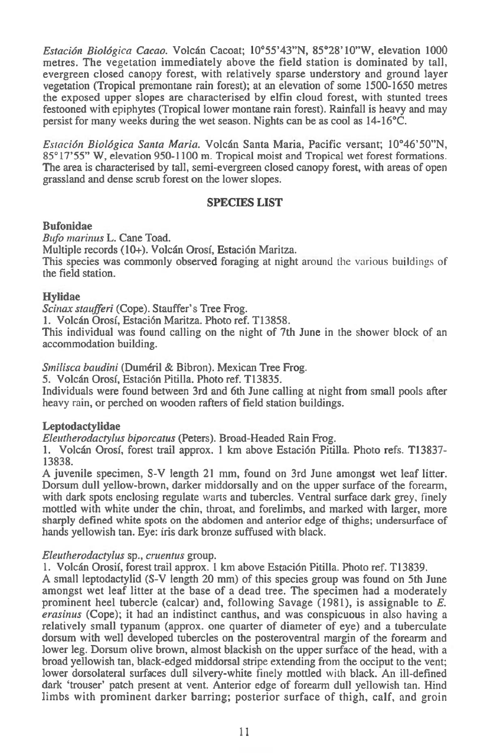*Estación Biológica Cacao.* Volcán Cacoat; 10°55'43"N, 85°28'10"W, elevation 1000 metres. The vegetation immediately above the field station is dominated by tall, evergreen closed canopy forest, with relatively sparse understory and ground layer vegetation (Tropical premontane rain forest); at an elevation of some 1500-1650 metres the exposed upper slopes are characterised by elfin cloud forest, with stunted trees festooned with epiphytes (Tropical lower montane rain forest). Rainfall is heavy and may persist for many weeks during the wet season. Nights can be as cool as 14-16°C.

*Estación Biológica Santa Maria.* Volcán Santa Maria, Pacific versant; 10°46'50"N, 85°17'55" W, elevation 950-1100 m. Tropical moist and Tropical wet forest formations. The area is characterised by tall, semi-evergreen closed canopy forest, with areas of open grassland and dense scrub forest on the lower slopes.

## SPECIES LIST

### Bufonidae

*Bufo marinus* L. Cane Toad.

Multiple records (10+). Volcán Orosí, Estación Maritza.

This species was commonly observed foraging at night around the various buildings of the field station.

### Hylidae

*Scinax staufferi* (Cope). Stauffer's Tree Frog.

1. Volcán Orosí, Estación Maritza. Photo ref. T13858.

This individual was found calling on the night of 7th June in the shower block of an accommodation building.

*Smilisca baudini* (Duméril & Bibron). Mexican Tree Frog.

5. Volcán Orosí, Estación Pitilla. Photo ref. T13835.

Individuals were found between 3rd and 6th June calling at night from small pools after heavy rain, or perched on wooden rafters of field station buildings.

### Leptodactylidae

*Eleutherodactylus biporcatus* (Peters). Broad-Headed Rain Frog.

1. Volcán Orosí, forest trail approx. 1 km above Estación Pitilla. Photo refs. T13837-13838.

A juvenile specimen, S-V length 21 mm, found on 3rd June amongst wet leaf litter. Dorsum dull yellow-brown, darker middorsally and on the upper surface of the forearm, with dark spots enclosing regulate warts and tubercles. Ventral surface dark grey, finely mottled with white under the chin, throat, and forelimbs, and marked with larger, more sharply defined white spots on the abdomen and anterior edge of thighs; undersurface of hands yellowish tan. Eye: iris dark bronze suffused with black.

*Eleutherodactylus* sp., *cruentus* group.

1. Volcán Orosií, forest trail approx. 1 km above Estación Pitilla. Photo ref. T13839.

A small leptodactylid (S-V length 20 mm) of this species group was found on 5th June amongst wet leaf litter at the base of a dead tree. The specimen had a moderately prominent heel tubercle (calcar) and, following Savage (1981), is assignable to *E. erasinus* (Cope); it had an indistinct canthus, and was conspicuous in also having a relatively small typanum (approx. one quarter of diameter of eye) and a tuberculate dorsum with well developed tubercles on the posteroventral margin of the forearm and lower leg. Dorsum olive brown, almost blackish on the upper surface of the head, with a broad yellowish tan, black-edged middorsal stripe extending from the occiput to the vent; lower dorsolateral surfaces dull silvery-white finely mottled with black. An ill-defined dark 'trouser' patch present at vent. Anterior edge of forearm dull yellowish tan. Hind limbs with prominent darker barring; posterior surface of thigh, calf, and groin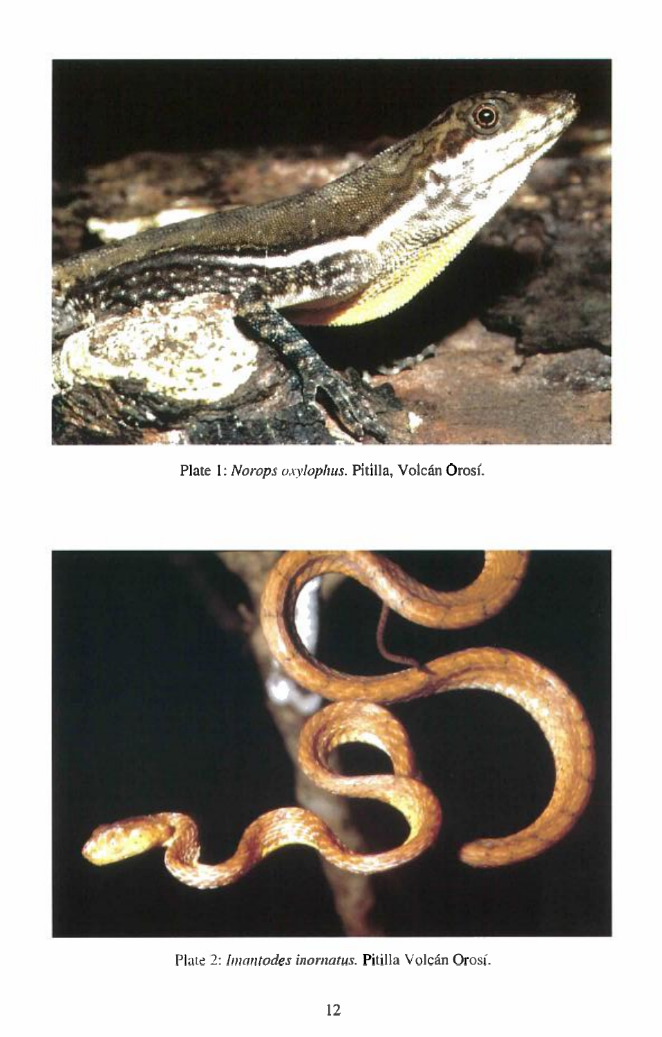Plate 1: *Norops oxylophus*. Pitilla, Volcán Orosí.

Plate 2: *Imantodes inornatus*. Pitilla Volcán Orosí.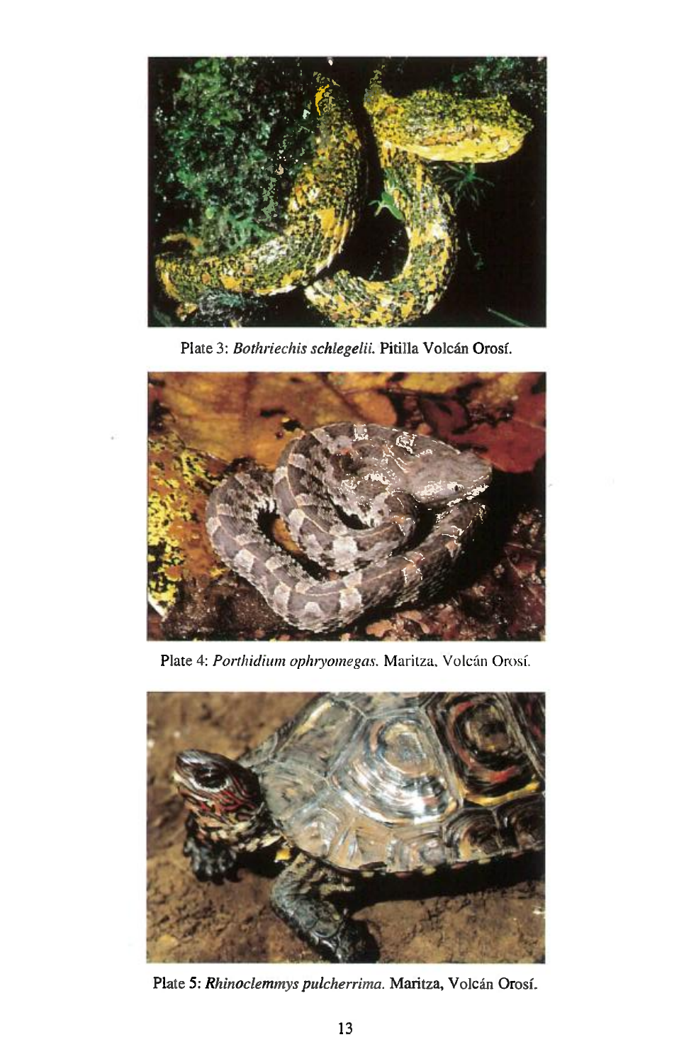Plate 3: *Bothriechis schlegelii.* Pitilla Volcán Orosí.

Plate 4: *Porthidium ophryomegas.* Maritza, Volcán Orosí.

Plate 5: *Rhinoclemmys pulcherrima.* Maritza, Volcán Orosí.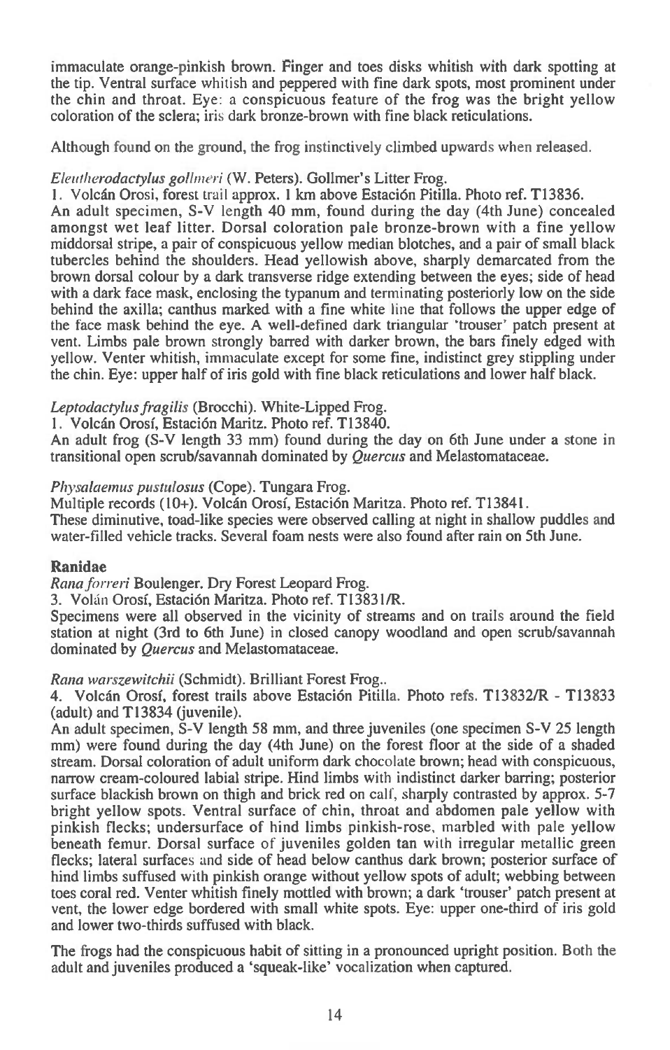immaculate orange-pinkish brown. Finger and toes disks whitish with dark spotting at the tip. Ventral surface whitish and peppered with fine dark spots, most prominent under the chin and throat. Eye: a conspicuous feature of the frog was the bright yellow coloration of the sclera; iris dark bronze-brown with fine black reticulations.

Although found on the ground, the frog instinctively climbed upwards when released.

*Eleutherodactylus gollmeri* (W. Peters). Gollmer's Litter Frog.

1. Volcán Orosi, forest trail approx. 1 km above Estación Pitilla. Photo ref. T13836.

An adult specimen, S-V length 40 mm, found during the day (4th June) concealed amongst wet leaf litter. Dorsal coloration pale bronze-brown with a fine yellow middorsal stripe, a pair of conspicuous yellow median blotches, and a pair of small black tubercles behind the shoulders. Head yellowish above, sharply demarcated from the brown dorsal colour by a dark transverse ridge extending between the eyes; side of head with a dark face mask, enclosing the typanum and terminating posteriorly low on the side behind the axilla; canthus marked with a fine white line that follows the upper edge of the face mask behind the eye. A well-defined dark triangular 'trouser' patch present at vent. Limbs pale brown strongly barred with darker brown, the bars finely edged with yellow. Venter whitish, immaculate except for some fine, indistinct grey stippling under the chin. Eye: upper half of iris gold with fine black reticulations and lower half black.

*Leptodactylus fragilis* (Brocchi). White-Lipped Frog.

1. Volcán Orosí, Estación Maritz. Photo ref. T13840.

An adult frog (S-V length 33 mm) found during the day on 6th June under a stone in transitional open scrub/savannah dominated by *Quercus* and Melastomataceae.

*Physalaemus pustulosus* (Cope). Tungara Frog.

Multiple records (10+). Volcán Orosí, Estación Maritza. Photo ref. T13841.

These diminutive, toad-like species were observed calling at night in shallow puddles and water-filled vehicle tracks. Several foam nests were also found after rain on 5th June.

## Ranidae

*Rana forreri* Boulenger. Dry Forest Leopard Frog.

3. Volán Orosí, Estación Maritza. Photo ref. T13831/R.

Specimens were all observed in the vicinity of streams and on trails around the field station at night (3rd to 6th June) in closed canopy woodland and open scrub/savannah dominated by *Quercus* and Melastomataceae.

*Rana warszewitchii* (Schmidt). Brilliant Forest Frog..

4. Volcán Orosí, forest trails above Estación Pitilla. Photo refs. T13832/R - T13833 (adult) and T13834 (juvenile).

An adult specimen, S-V length 58 mm, and three juveniles (one specimen S-V 25 length mm) were found during the day (4th June) on the forest floor at the side of a shaded stream. Dorsal coloration of adult uniform dark chocolate brown; head with conspicuous, narrow cream-coloured labial stripe. Hind limbs with indistinct darker barring; posterior surface blackish brown on thigh and brick red on calf, sharply contrasted by approx. 5-7 bright yellow spots. Ventral surface of chin, throat and abdomen pale yellow with pinkish flecks; undersurface of hind limbs pinkish-rose, marbled with pale yellow beneath femur. Dorsal surface of juveniles golden tan with irregular metallic green flecks; lateral surfaces and side of head below canthus dark brown; posterior surface of hind limbs suffused with pinkish orange without yellow spots of adult; webbing between toes coral red. Venter whitish finely mottled with brown; a dark 'trouser' patch present at vent, the lower edge bordered with small white spots. Eye: upper one-third of iris gold and lower two-thirds suffused with black.

The frogs had the conspicuous habit of sitting in a pronounced upright position. Both the adult and juveniles produced a 'squeak-like' vocalization when captured.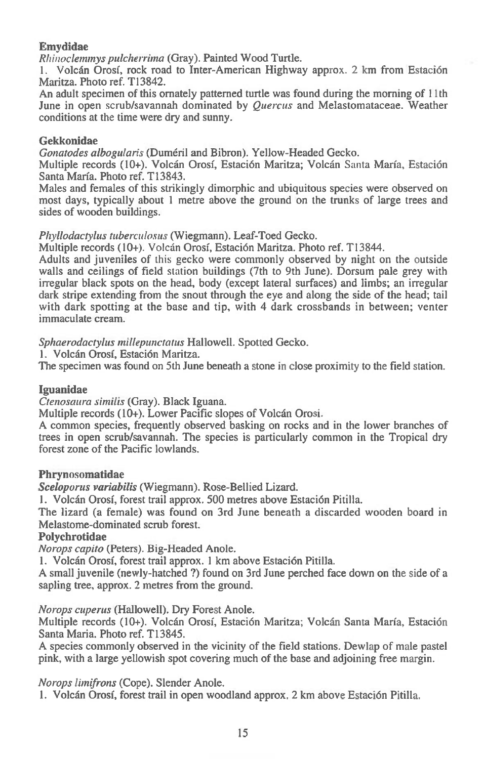### Emydidae

*Rhinoclemmys pulcherrima* (Gray). Painted Wood Turtle.

1. Volcán Orosí, rock road to Inter-American Highway approx. 2 km from Estación Maritza. Photo ref. T13842.

An adult specimen of this ornately patterned turtle was found during the morning of 11th June in open scrub/savannah dominated by *Quercus* and Melastomataceae. Weather conditions at the time were dry and sunny.

### Gekkonidae

*Gonatodes albogularis* (Duméril and Bibron). Yellow-Headed Gecko.

Multiple records (10+). Volcán Orosí, Estación Maritza; Volcán Santa María, Estación Santa María. Photo ref. T13843.

Males and females of this strikingly dimorphic and ubiquitous species were observed on most days, typically about 1 metre above the ground on the trunks of large trees and sides of wooden buildings.

*Phyllodactylus tuberculosus* (Wiegmann). Leaf-Toed Gecko.

Multiple records (10+). Volcán Orosí, Estación Maritza. Photo ref. T13844.

Adults and juveniles of this gecko were commonly observed by night on the outside walls and ceilings of field station buildings (7th to 9th June). Dorsum pale grey with irregular black spots on the head, body (except lateral surfaces) and limbs; an irregular dark stripe extending from the snout through the eye and along the side of the head; tail with dark spotting at the base and tip, with 4 dark crossbands in between; venter immaculate cream.

*Sphaerodactylus millepunctatus* Hallowell. Spotted Gecko.

1. Volcán Orosí, Estación Maritza.

The specimen was found on 5th June beneath a stone in close proximity to the field station.

### Iguanidae

*Ctenosaura similis* (Gray). Black Iguana.

Multiple records (10+). Lower Pacific slopes of Volcán Orosi.

A common species, frequently observed basking on rocks and in the lower branches of trees in open scrub/savannah. The species is particularly common in the Tropical dry forest zone of the Pacific lowlands.

### Phrynosomatidae

*Sceloporus variabilis* (Wiegmann). Rose-Bellied Lizard.

1. Volcán Orosí, forest trail approx. 500 metres above Estación Pitilla.

The lizard (a female) was found on 3rd June beneath a discarded wooden board in Melastome-dominated scrub forest.

### Polychrotidae

*Norops capito* (Peters). Big-Headed Anole.

1. Volcán Orosí, forest trail approx. 1 km above Estación Pitilla.

A small juvenile (newly-hatched ?) found on 3rd June perched face down on the side of a sapling tree, approx. 2 metres from the ground.

*Norops cuperus* (Hallowell). Dry Forest Anole.

Multiple records (10+). Volcán Orosí, Estación Maritza; Volcán Santa María, Estación Santa Maria. Photo ref. T13845.

A species commonly observed in the vicinity of the field stations. Dewlap of male pastel pink, with a large yellowish spot covering much of the base and adjoining free margin.

*Norops limifrons* (Cope). Slender Anole.

1. Volcán Orosí, forest trail in open woodland approx. 2 km above Estación Pitilla.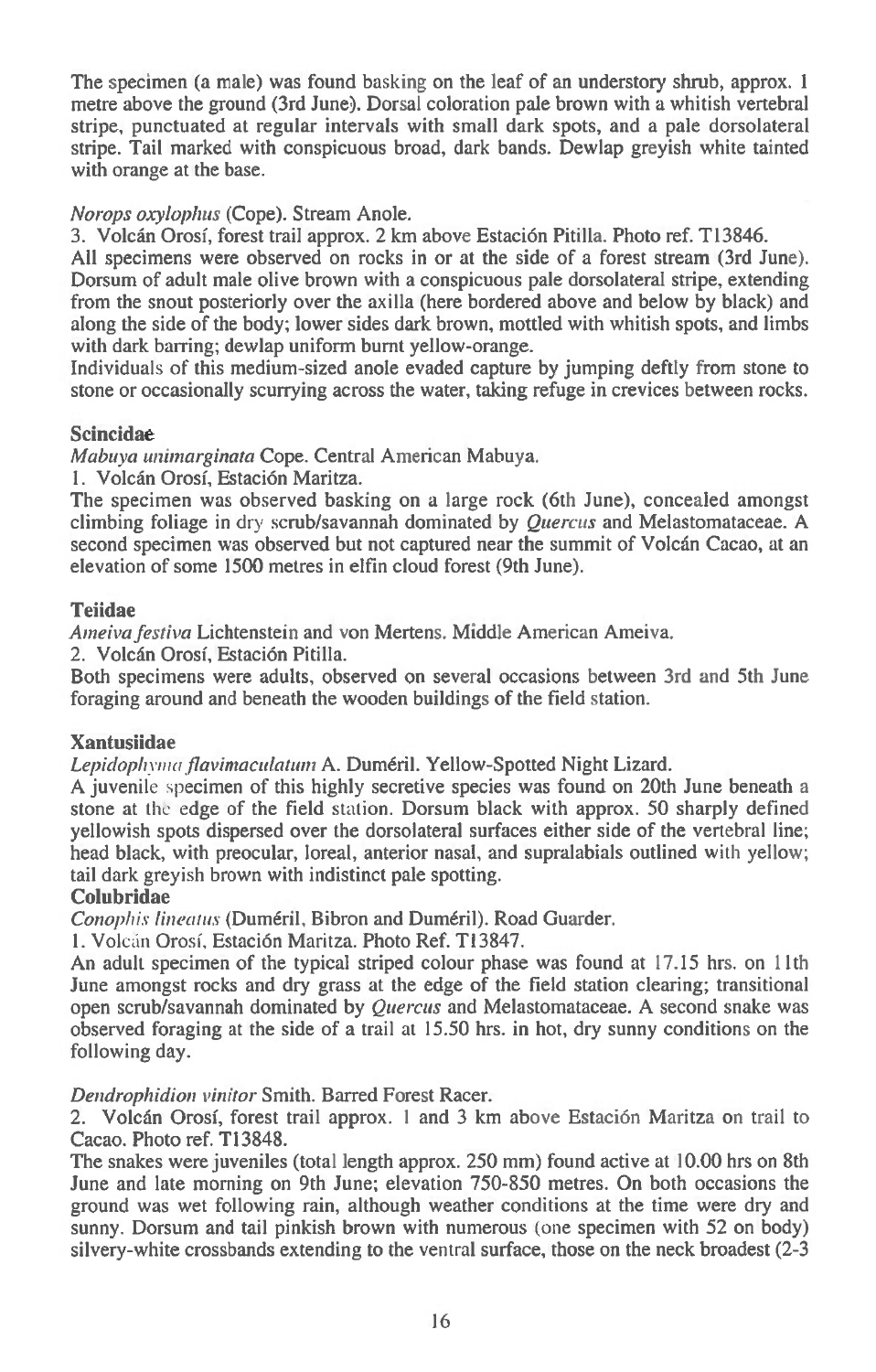The specimen (a male) was found basking on the leaf of an understory shrub, approx. 1 metre above the ground (3rd June). Dorsal coloration pale brown with a whitish vertebral stripe, punctuated at regular intervals with small dark spots, and a pale dorsolateral stripe. Tail marked with conspicuous broad, dark bands. Dewlap greyish white tainted with orange at the base.

*Norops oxylophus* (Cope). Stream Anole.

3. Volcán Orosí, forest trail approx. 2 km above Estación Pitilla. Photo ref. T13846.

All specimens were observed on rocks in or at the side of a forest stream (3rd June). Dorsum of adult male olive brown with a conspicuous pale dorsolateral stripe, extending from the snout posteriorly over the axilla (here bordered above and below by black) and along the side of the body; lower sides dark brown, mottled with whitish spots, and limbs with dark barring; dewlap uniform burnt yellow-orange.

Individuals of this medium-sized anole evaded capture by jumping deftly from stone to stone or occasionally scurrying across the water, taking refuge in crevices between rocks.

**Scincidae**

*Mabuya unimarginata* Cope. Central American Mabuya.

1. Volcán Orosí, Estación Maritza.

The specimen was observed basking on a large rock (6th June), concealed amongst climbing foliage in dry scrub/savannah dominated by *Quercus* and Melastomataceae. A second specimen was observed but not captured near the summit of Volcán Cacao, at an elevation of some 1500 metres in elfin cloud forest (9th June).

**Teiidae**

*Ameiva festiva* Lichtenstein and von Mertens. Middle American Ameiva.

2. Volcán Orosí, Estación Pitilla.

Both specimens were adults, observed on several occasions between 3rd and 5th June foraging around and beneath the wooden buildings of the field station.

**Xantusiidae**

*Lepidophyma flavimaculatum* A. Duméril. Yellow-Spotted Night Lizard.

A juvenile specimen of this highly secretive species was found on 20th June beneath a stone at the edge of the field station. Dorsum black with approx. 50 sharply defined yellowish spots dispersed over the dorsolateral surfaces either side of the vertebral line; head black, with preocular, loreal, anterior nasal, and supralabials outlined with yellow; tail dark greyish brown with indistinct pale spotting.

**Colubridae**

*Conophis lineatus* (Duméril, Bibron and Duméril). Road Guarder.

1. Volcán Orosí, Estación Maritza. Photo Ref. T13847.

An adult specimen of the typical striped colour phase was found at 17.15 hrs. on 11th June amongst rocks and dry grass at the edge of the field station clearing; transitional open scrub/savannah dominated by *Quercus* and Melastomataceae. A second snake was observed foraging at the side of a trail at 15.50 hrs. in hot, dry sunny conditions on the following day.

*Dendrophidion vinitor* Smith. Barred Forest Racer.

2. Volcán Orosí, forest trail approx. 1 and 3 km above Estación Maritza on trail to Cacao. Photo ref. T13848.

The snakes were juveniles (total length approx. 250 mm) found active at 10.00 hrs on 8th June and late morning on 9th June; elevation 750-850 metres. On both occasions the ground was wet following rain, although weather conditions at the time were dry and sunny. Dorsum and tail pinkish brown with numerous (one specimen with 52 on body) silvery-white crossbands extending to the ventral surface, those on the neck broadest (2-3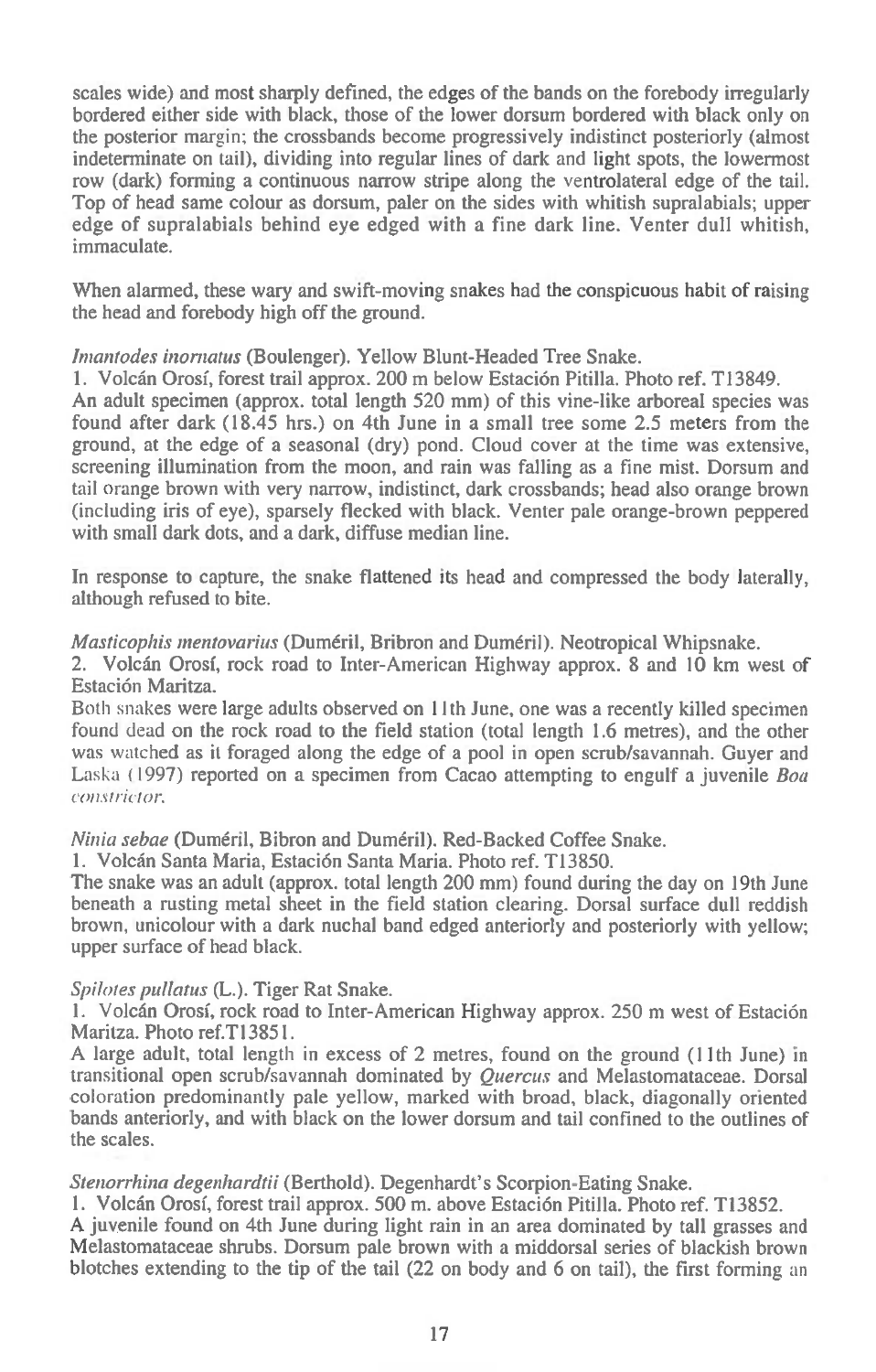scales wide) and most sharply defined, the edges of the bands on the forebody irregularly bordered either side with black, those of the lower dorsum bordered with black only on the posterior margin; the crossbands become progressively indistinct posteriorly (almost indeterminate on tail), dividing into regular lines of dark and light spots, the lowermost row (dark) forming a continuous narrow stripe along the ventrolateral edge of the tail. Top of head same colour as dorsum, paler on the sides with whitish supralabials; upper edge of supralabials behind eye edged with a fine dark line. Venter dull whitish, immaculate.

When alarmed, these wary and swift-moving snakes had the conspicuous habit of raising the head and forebody high off the ground.

*Imantodes inornatus* (Boulenger). Yellow Blunt-Headed Tree Snake.

1. Volcán Orosí, forest trail approx. 200 m below Estación Pitilla. Photo ref. T13849.

An adult specimen (approx. total length 520 mm) of this vine-like arboreal species was found after dark (18.45 hrs.) on 4th June in a small tree some 2.5 meters from the ground, at the edge of a seasonal (dry) pond. Cloud cover at the time was extensive, screening illumination from the moon, and rain was falling as a fine mist. Dorsum and tail orange brown with very narrow, indistinct, dark crossbands; head also orange brown (including iris of eye), sparsely flecked with black. Venter pale orange-brown peppered with small dark dots, and a dark, diffuse median line.

In response to capture, the snake flattened its head and compressed the body laterally, although refused to bite.

*Masticophis mentovarius* (Duméril, Bribron and Duméril). Neotropical Whipsnake.

2. Volcán Orosí, rock road to Inter-American Highway approx. 8 and 10 km west of Estación Maritza.

Both snakes were large adults observed on 11th June, one was a recently killed specimen found dead on the rock road to the field station (total length 1.6 metres), and the other was watched as it foraged along the edge of a pool in open scrub/savannah. Guyer and Laska (1997) reported on a specimen from Cacao attempting to engulf a juvenile *Boa constrictor*.

*Ninia sebae* (Duméril, Bibron and Duméril). Red-Backed Coffee Snake.

1. Volcán Santa Maria, Estación Santa Maria. Photo ref. T13850.

The snake was an adult (approx. total length 200 mm) found during the day on 19th June beneath a rusting metal sheet in the field station clearing. Dorsal surface dull reddish brown, unicolour with a dark nuchal band edged anteriorly and posteriorly with yellow; upper surface of head black.

*Spilotes pullatus* (L.). Tiger Rat Snake.

1. Volcán Orosí, rock road to Inter-American Highway approx. 250 m west of Estación Maritza. Photo ref.T13851.

A large adult, total length in excess of 2 metres, found on the ground (11th June) in transitional open scrub/savannah dominated by *Quercus* and Melastomataceae. Dorsal coloration predominantly pale yellow, marked with broad, black, diagonally oriented bands anteriorly, and with black on the lower dorsum and tail confined to the outlines of the scales.

*Stenorrhina degenhardtii* (Berthold). Degenhardt's Scorpion-Eating Snake.

1. Volcán Orosí, forest trail approx. 500 m. above Estación Pitilla. Photo ref. T13852.

A juvenile found on 4th June during light rain in an area dominated by tall grasses and Melastomataceae shrubs. Dorsum pale brown with a middorsal series of blackish brown blotches extending to the tip of the tail (22 on body and 6 on tail), the first forming an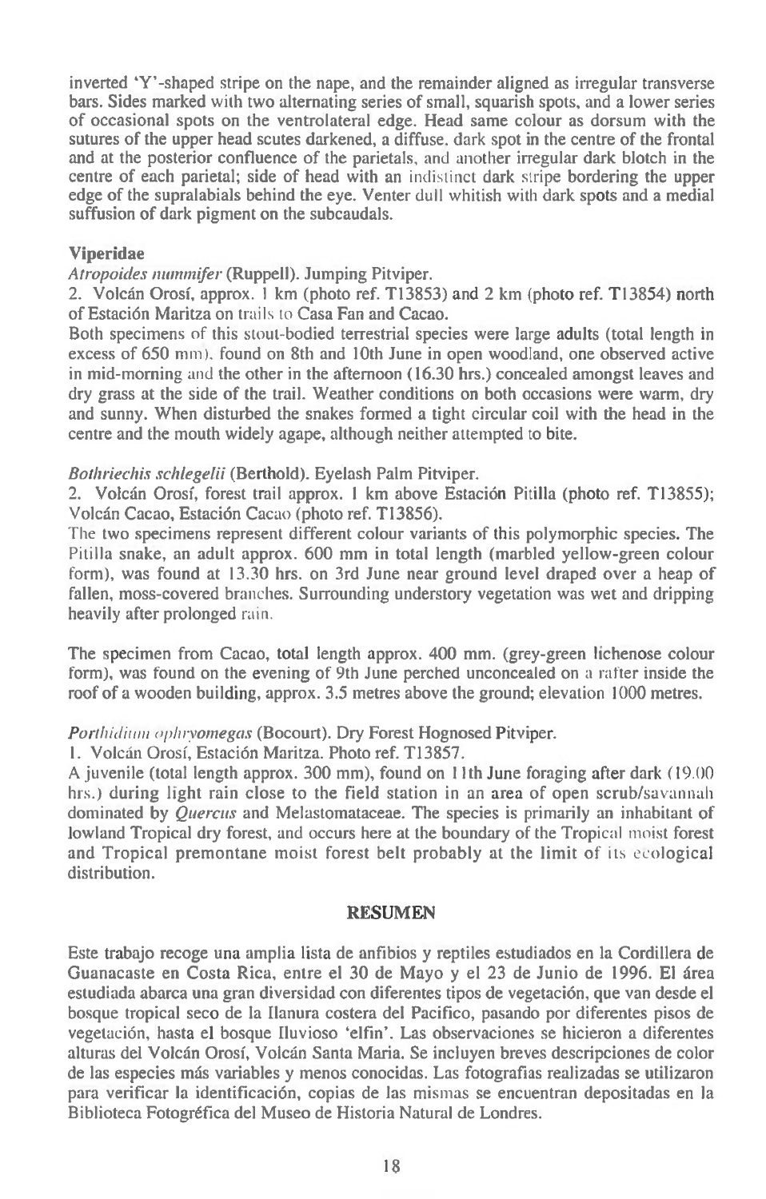inverted 'Y'-shaped stripe on the nape, and the remainder aligned as irregular transverse bars. Sides marked with two alternating series of small, squarish spots, and a lower series of occasional spots on the ventrolateral edge. Head same colour as dorsum with the sutures of the upper head scutes darkened, a diffuse, dark spot in the centre of the frontal and at the posterior confluence of the parietals, and another irregular dark blotch in the centre of each parietal; side of head with an indistinct dark stripe bordering the upper edge of the supralabials behind the eye. Venter dull whitish with dark spots and a medial suffusion of dark pigment on the subcaudals.

### Viperidae

*Atropoides nummifer* (Ruppell). Jumping Pitviper.

2. Volcán Orosí, approx. 1 km (photo ref. T13853) and 2 km (photo ref. T13854) north of Estación Maritza on trails to Casa Fan and Cacao.

Both specimens of this stout-bodied terrestrial species were large adults (total length in excess of 650 mm), found on 8th and 10th June in open woodland, one observed active in mid-morning and the other in the afternoon (16.30 hrs.) concealed amongst leaves and dry grass at the side of the trail. Weather conditions on both occasions were warm, dry and sunny. When disturbed the snakes formed a tight circular coil with the head in the centre and the mouth widely agape, although neither attempted to bite.

*Bothriechis schlegelii* (Berthold). Eyelash Palm Pitviper.

2. Volcán Orosí, forest trail approx. 1 km above Estación Pitilla (photo ref. T13855); Volcán Cacao, Estación Cacao (photo ref. T13856).

The two specimens represent different colour variants of this polymorphic species. The Pitilla snake, an adult approx. 600 mm in total length (marbled yellow-green colour form), was found at 13.30 hrs. on 3rd June near ground level draped over a heap of fallen, moss-covered branches. Surrounding understory vegetation was wet and dripping heavily after prolonged rain.

The specimen from Cacao, total length approx. 400 mm. (grey-green lichenose colour form), was found on the evening of 9th June perched unconcealed on a rafter inside the roof of a wooden building, approx. 3.5 metres above the ground; elevation 1000 metres.

*Porthidium ophryomegas* (Bocourt). Dry Forest Hognosed Pitviper.

1. Volcán Orosí, Estación Maritza. Photo ref. T13857.

A juvenile (total length approx. 300 mm), found on 11th June foraging after dark (19.00 hrs.) during light rain close to the field station in an area of open scrub/savannah dominated by *Quercus* and Melastomataceae. The species is primarily an inhabitant of lowland Tropical dry forest, and occurs here at the boundary of the Tropical moist forest and Tropical premontane moist forest belt probably at the limit of its ecological distribution.

## RESUMEN

Este trabajo recoge una amplia lista de anfibios y reptiles estudiados en la Cordillera de Guanacaste en Costa Rica, entre el 30 de Mayo y el 23 de Junio de 1996. El área estudiada abarca una gran diversidad con diferentes tipos de vegetación, que van desde el bosque tropical seco de la llanura costera del Pacifico, pasando por diferentes pisos de vegetación, hasta el bosque lluvioso 'elfin'. Las observaciones se hicieron a diferentes alturas del Volcán Orosí, Volcán Santa Maria. Se incluyen breves descripciones de color de las especies más variables y menos conocidas. Las fotografias realizadas se utilizaron para verificar la identificación, copias de las mismas se encuentran depositadas en la Biblioteca Fotogréfica del Museo de Historia Natural de Londres.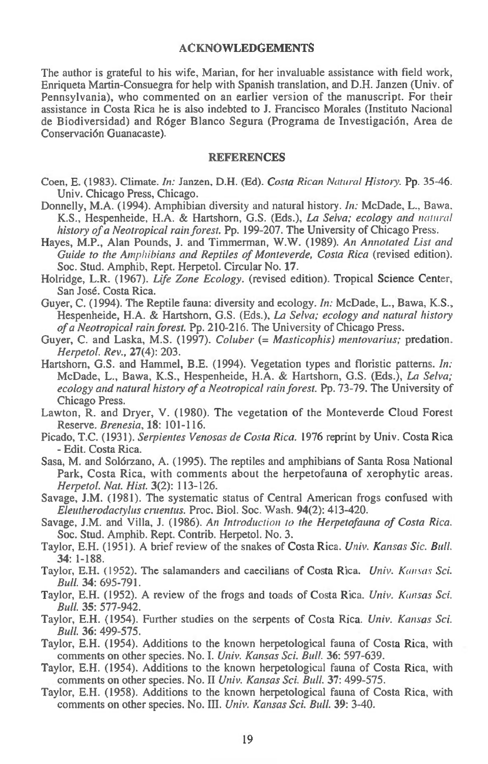## ACKNOWLEDGEMENTS

The author is grateful to his wife, Marian, for her invaluable assistance with field work, Enriqueta Martin-Consuegra for help with Spanish translation, and D.H. Janzen (Univ. of Pennsylvania), who commented on an earlier version of the manuscript. For their assistance in Costa Rica he is also indebted to J. Francisco Morales (Instituto Nacional de Biodiversidad) and Róger Blanco Segura (Programa de Investigación, Area de Conservación Guanacaste).

## REFERENCES

Coen, E. (1983). Climate. *In:* Janzen, D.H. (Ed). *Costa Rican Natural History.* Pp. 35-46. Univ. Chicago Press, Chicago.

Donnelly, M.A. (1994). Amphibian diversity and natural history. *In:* McDade, L., Bawa, K.S., Hespenheide, H.A. & Hartshorn, G.S. (Eds.), *La Selva; ecology and natural history of a Neotropical rain forest.* Pp. 199-207. The University of Chicago Press.

Hayes, M.P., Alan Pounds, J. and Timmerman, W.W. (1989). *An Annotated List and Guide to the Amphibians and Reptiles of Monteverde, Costa Rica* (revised edition). Soc. Stud. Amphib, Rept. Herpetol. Circular No. **17**.

Holridge, L.R. (1967). *Life Zone Ecology.* (revised edition). Tropical Science Center, San José. Costa Rica.

Guyer, C. (1994). The Reptile fauna: diversity and ecology. *In:* McDade, L., Bawa, K.S., Hespenheide, H.A. & Hartshorn, G.S. (Eds.), *La Selva; ecology and natural history of a Neotropical rain forest.* Pp. 210-216. The University of Chicago Press.

Guyer, C. and Laska, M.S. (1997). *Coluber (= Masticophis) mentovarius;* predation. *Herpetol. Rev.,* **27**(4): 203.

Hartshorn, G.S. and Hammel, B.E. (1994). Vegetation types and floristic patterns. *In:* McDade, L., Bawa, K.S., Hespenheide, H.A. & Hartshorn, G.S. (Eds.), *La Selva; ecology and natural history of a Neotropical rain forest.* Pp. 73-79. The University of Chicago Press.

Lawton, R. and Dryer, V. (1980). The vegetation of the Monteverde Cloud Forest Reserve. *Brenesia,* **18**: 101-116.

Picado, T.C. (1931). *Serpientes Venosas de Costa Rica.* 1976 reprint by Univ. Costa Rica - Edit. Costa Rica.

Sasa, M. and Solórzano, A. (1995). The reptiles and amphibians of Santa Rosa National Park, Costa Rica, with comments about the herpetofauna of xerophytic areas. *Herpetol. Nat. Hist.* **3**(2): 113-126.

Savage, J.M. (1981). The systematic status of Central American frogs confused with *Eleutherodactylus cruentus.* Proc. Biol. Soc. Wash. **94**(2): 413-420.

Savage, J.M. and Villa, J. (1986). *An Introduction to the Herpetofauna of Costa Rica.* Soc. Stud. Amphib. Rept. Contrib. Herpetol. No. 3.

Taylor, E.H. (1951). A brief review of the snakes of Costa Rica. *Univ. Kansas Sic. Bull.* **34**: 1-188.

Taylor, E.H. (1952). The salamanders and caecilians of Costa Rica. *Univ. Kansas Sci. Bull.* **34**: 695-791.

Taylor, E.H. (1952). A review of the frogs and toads of Costa Rica. *Univ. Kansas Sci. Bull.* **35**: 577-942.

Taylor, E.H. (1954). Further studies on the serpents of Costa Rica. *Univ. Kansas Sci. Bull.* **36**: 499-575.

Taylor, E.H. (1954). Additions to the known herpetological fauna of Costa Rica, with comments on other species. No. I. *Univ. Kansas Sci. Bull.* **36**: 597-639.

Taylor, E.H. (1954). Additions to the known herpetological fauna of Costa Rica, with comments on other species. No. II *Univ. Kansas Sci. Bull.* **37**: 499-575.

Taylor, E.H. (1958). Additions to the known herpetological fauna of Costa Rica, with comments on other species. No. III. *Univ. Kansas Sci. Bull.* **39**: 3-40.